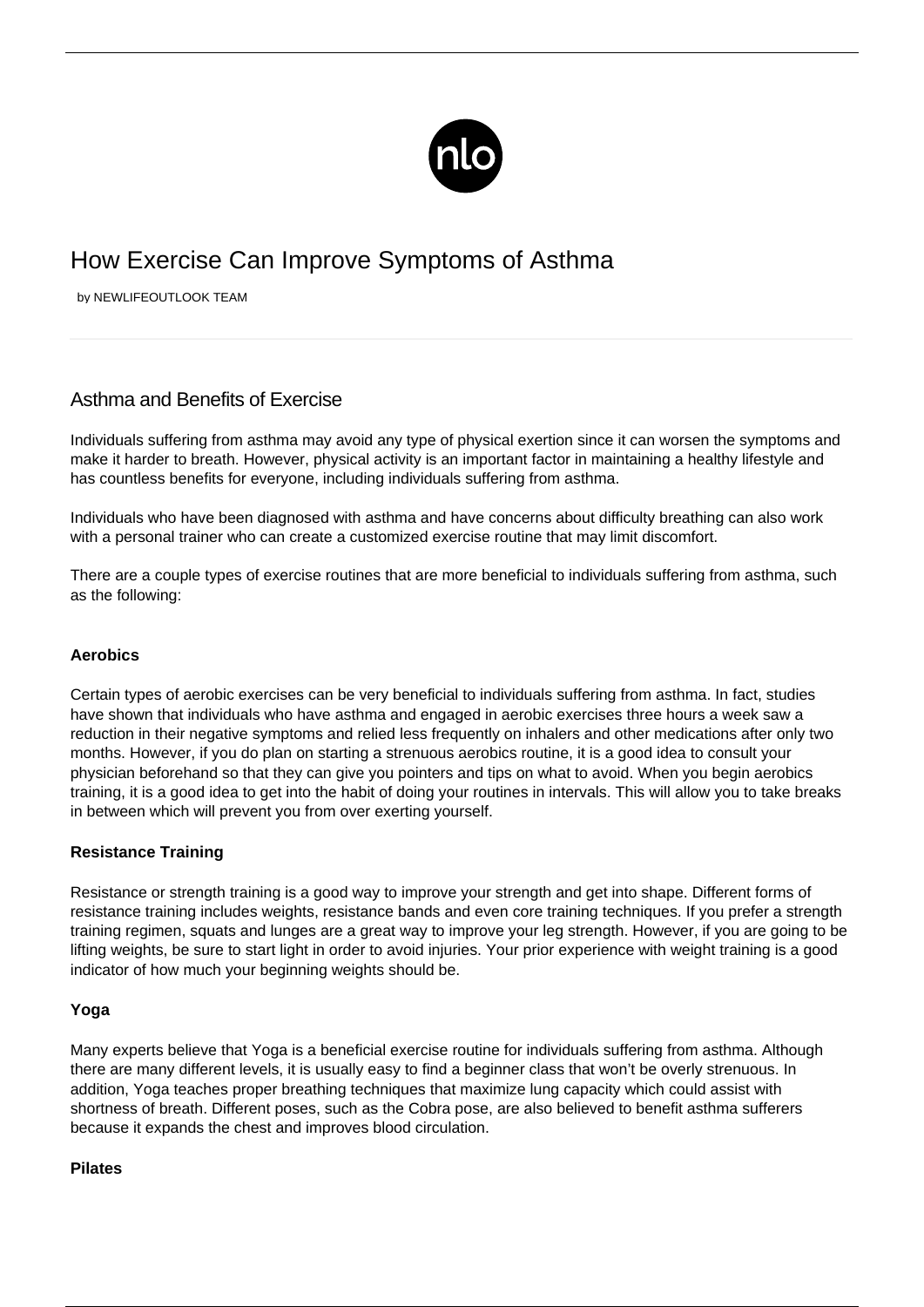# How Exercise Can Improve Symptoms of Asthma

by NEWLIFEOUTLOOK TEAM

## Asthma and Benefits of Exercise

Individuals suffering from asthma may avoid any type of physical exertion since it can worsen the symptoms and make it harder to breath. However, physical activity is an important factor in maintaining a healthy lifestyle and has countless benefits for everyone, including individuals suffering from asthma.

Individuals who have been diagnosed with asthma and have concerns about difficulty breathing can also work with a personal trainer who can create a customized exercise routine that may limit discomfort.

There are a couple types of exercise routines that are more beneficial to individuals suffering from asthma, such as the following:

**Aerobics**

Certain types of aerobic exercises can be very beneficial to individuals suffering from asthma. In fact, studies have shown that individuals who have asthma and engaged in aerobic exercises three hours a week saw a reduction in their negative symptoms and relied less frequently on inhalers and other medications after only two months. However, if you do plan on starting a strenuous aerobics routine, it is a good idea to consult your physician beforehand so that they can give you pointers and tips on what to avoid. When you begin aerobics training, it is a good idea to get into the habit of doing your routines in intervals. This will allow you to take breaks in between which will prevent you from over exerting yourself.

**Resistance Training**

Resistance or strength training is a good way to improve your strength and get into shape. Different forms of resistance training includes weights, resistance bands and even core training techniques. If you prefer a strength training regimen, squats and lunges are a great way to improve your leg strength. However, if you are going to be lifting weights, be sure to start light in order to avoid injuries. Your prior experience with weight training is a good indicator of how much your beginning weights should be.

**Yoga**

Many experts believe that Yoga is a beneficial exercise routine for individuals suffering from asthma. Although there are many different levels, it is usually easy to find a beginner class that won't be overly strenuous. In addition, Yoga teaches proper breathing techniques that maximize lung capacity which could assist with shortness of breath. Different poses, such as the Cobra pose, are also believed to benefit asthma sufferers because it expands the chest and improves blood circulation.

**Pilates**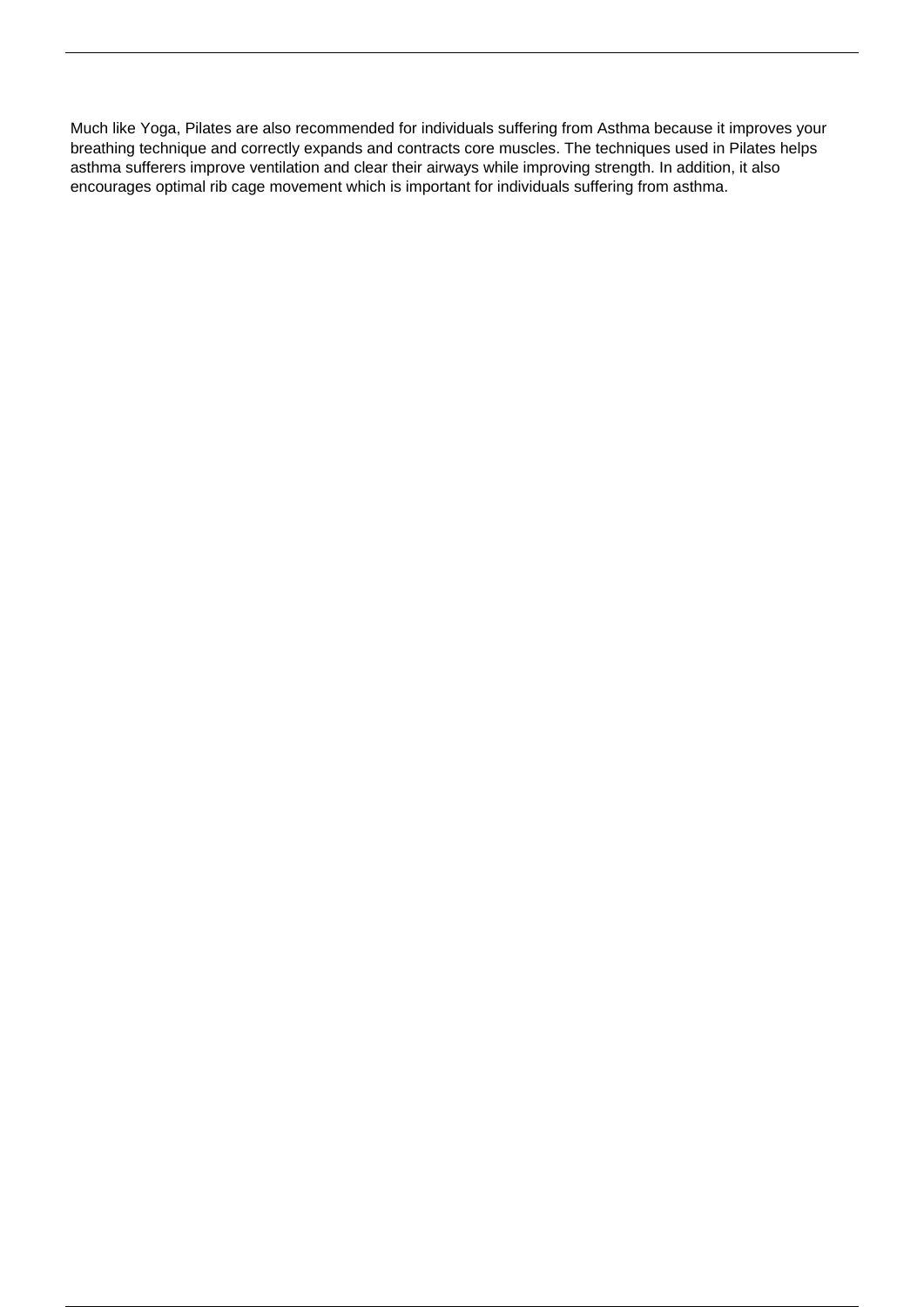Much like Yoga, Pilates are also recommended for individuals suffering from Asthma because it improves your breathing technique and correctly expands and contracts core muscles. The techniques used in Pilates helps asthma sufferers improve ventilation and clear their airways while improving strength. In addition, it also encourages optimal rib cage movement which is important for individuals suffering from asthma.